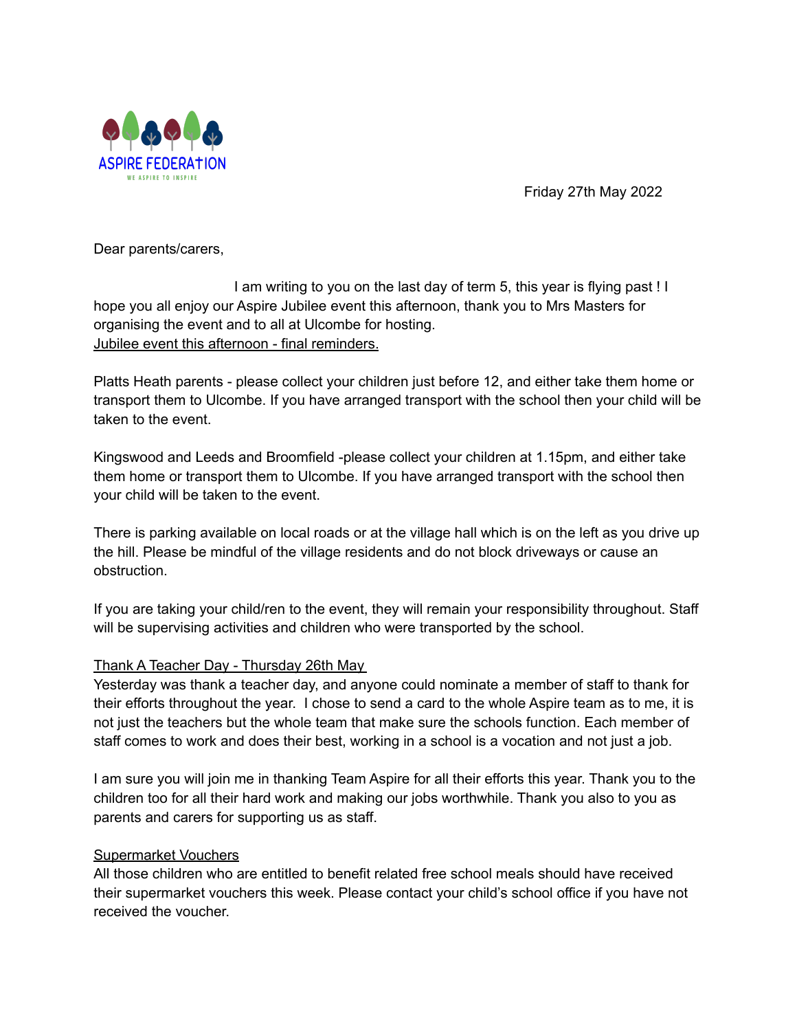ASPIRE FEDERATION

WE ASPIRE TO INSPIRE

Friday 27th May 2022

Dear parents/carers,

I am writing to you on the last day of term 5, this year is flying past ! I hope you all enjoy our Aspire Jubilee event this afternoon, thank you to Mrs Masters for organising the event and to all at Ulcombe for hosting.

<u>Jubilee event this afternoon - final reminders.</u>

Platts Heath parents - please collect your children just before 12, and either take them home or transport them to Ulcombe. If you have arranged transport with the school then your child will be taken to the event.

Kingswood and Leeds and Broomfield -please collect your children at 1.15pm, and either take them home or transport them to Ulcombe. If you have arranged transport with the school then your child will be taken to the event.

There is parking available on local roads or at the village hall which is on the left as you drive up the hill. Please be mindful of the village residents and do not block driveways or cause an obstruction.

If you are taking your child/ren to the event, they will remain your responsibility throughout. Staff will be supervising activities and children who were transported by the school.

<u>Thank A Teacher Day - Thursday 26th May</u>

Yesterday was thank a teacher day, and anyone could nominate a member of staff to thank for their efforts throughout the year. I chose to send a card to the whole Aspire team as to me, it is not just the teachers but the whole team that make sure the schools function. Each member of staff comes to work and does their best, working in a school is a vocation and not just a job.

I am sure you will join me in thanking Team Aspire for all their efforts this year. Thank you to the children too for all their hard work and making our jobs worthwhile. Thank you also to you as parents and carers for supporting us as staff.

<u>Supermarket Vouchers</u>

All those children who are entitled to benefit related free school meals should have received their supermarket vouchers this week. Please contact your child's school office if you have not received the voucher.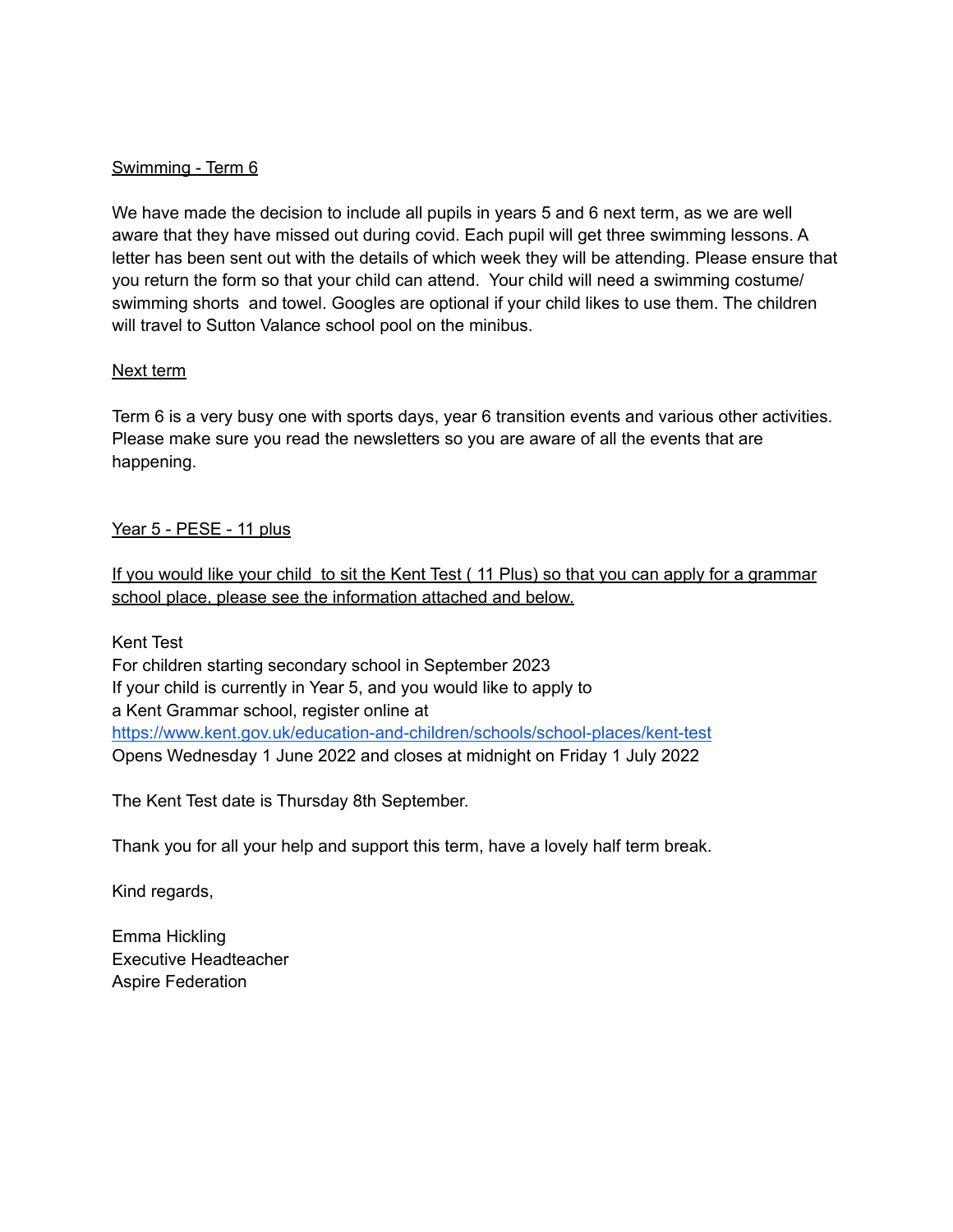<u>Swimming - Term 6</u>

We have made the decision to include all pupils in years 5 and 6 next term, as we are well aware that they have missed out during covid. Each pupil will get three swimming lessons. A letter has been sent out with the details of which week they will be attending. Please ensure that you return the form so that your child can attend. Your child will need a swimming costume/ swimming shorts and towel. Googles are optional if your child likes to use them. The children will travel to Sutton Valance school pool on the minibus.

<u>Next term</u>

Term 6 is a very busy one with sports days, year 6 transition events and various other activities. Please make sure you read the newsletters so you are aware of all the events that are happening.

<u>Year 5 - PESE - 11 plus</u>

<u>If you would like your child to sit the Kent Test ( 11 Plus) so that you can apply for a grammar school place, please see the information attached and below.</u>

Kent Test
For children starting secondary school in September 2023
If your child is currently in Year 5, and you would like to apply to
a Kent Grammar school, register online at
[https://www.kent.gov.uk/education-and-children/schools/school-places/kent-test](https://www.kent.gov.uk/education-and-children/schools/school-places/kent-test)
Opens Wednesday 1 June 2022 and closes at midnight on Friday 1 July 2022

The Kent Test date is Thursday 8th September.

Thank you for all your help and support this term, have a lovely half term break.

Kind regards,

Emma Hickling
Executive Headteacher
Aspire Federation